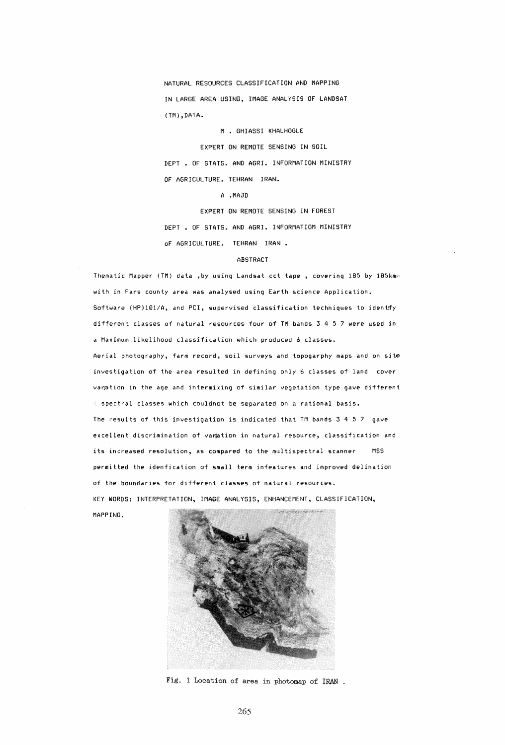# NATURAL RESOURCES CLASSIFICATION AND MAPPING IN LARGE AREA USING, IMAGE ANALYSIS OF LANDSAT (TM),DATA.

M . GHIASSI KHALHOGLE

EXPERT ON REMOTE SENSING IN SOIL

DEPT . OF STATS. AND AGRI. INFORMATION MINISTRY OF AGRICULTURE. TEHRAN IRAN.

A .MAJD

EXPERT ON REMOTE SENSING IN FOREST

DEPT . OF STATS. AND AGRI. INFORMATIOM MINISTRY oF AGRICULTURE. TEHRAN IRAN .

## ABSTRACT

Thematic Mapper (TM) data ,by using Landsat cct tape , covering 185 by 185km with in Fars county area was analysed using Earth science Application. Software (HP)101/A, and PCI, supervised classification techniques to identify different classes of natural resources four of TM bands 3 4 5 7 were used in a Maximum likelihood classification which produced 6 classes.

Aerial photography, farm record, soil surveys and topogarphy maps and on site investigation of the area resulted in defining only 6 classes of land cover variation in the age and intermixing of similar vegetation type gave different spectral classes which couldnot be separated on a rational basis.

The results of this investigation is indicated that TM bands 3 4 5 7 gave excellent discrimination of variation in natural resource, classification and its increased resolution, as compared to the multispectral scanner MSS permitted the idenfication of small term infeatures and improved delination of the boundaries for different classes of natural resources.

KEY WORDS: INTERPRETATION, IMAGE ANALYSIS, ENHANCEMENT, CLASSIFICATION, MAPPING.

Fig. 1 Location of area in photomap of IRAN .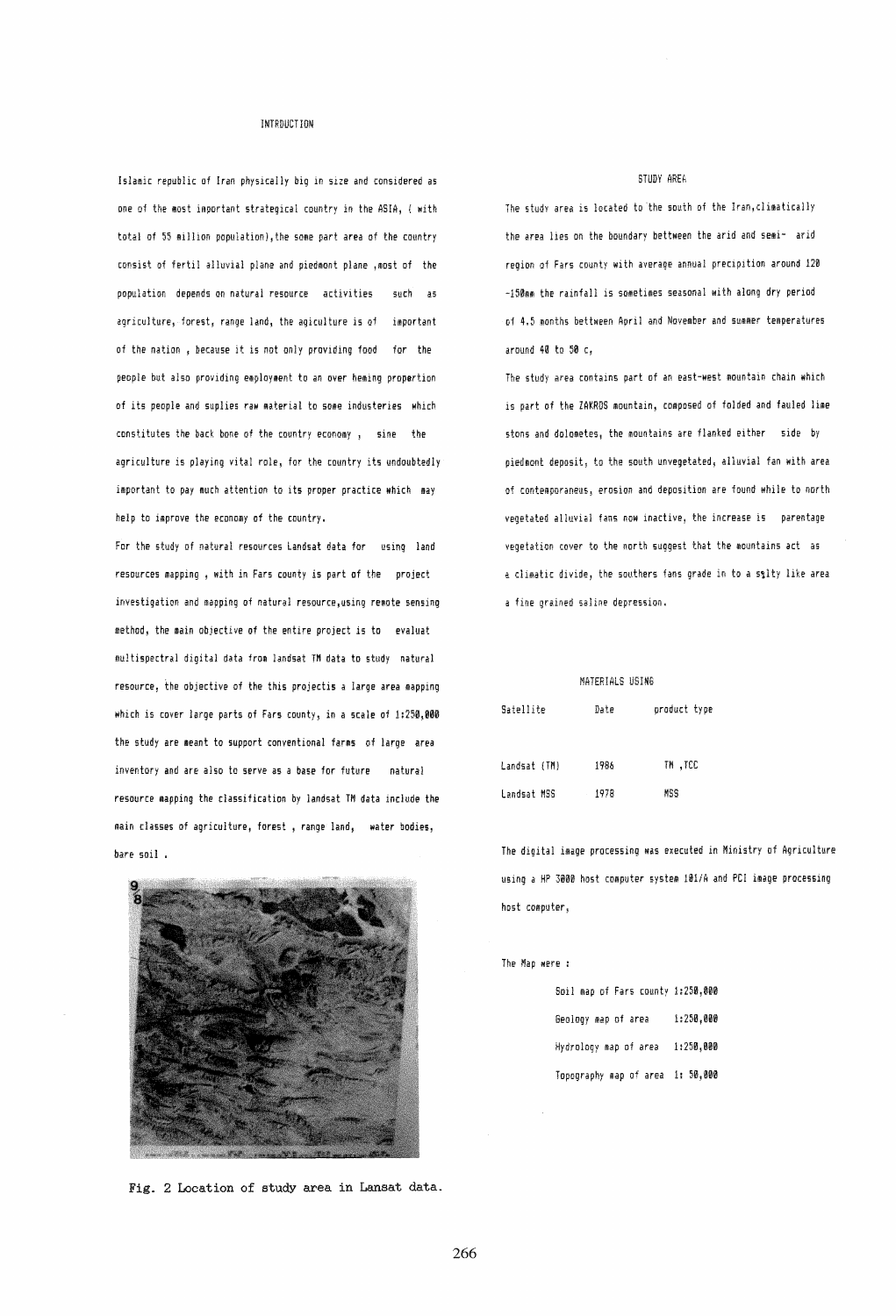## INTRDUCTION

Islamic republic of Iran physically big in size and considered as one of the most important strategical country in the ASIA, ( with total of 55 million population),the some part area of the country consist of fertil alluvial plane and piedmont plane ,most of the population depends on natural resource activities such as agriculture, forest, range land, the agiculture is of important of the nation , because it is not only providing food for the people but also providing employment to an over heming propertion of its people and suplies raw material to some industeries which constitutes the back bone of the country economy , sine the agriculture is playing vital role, for the country its undoubtedly important to pay much attention to its proper practice which may help to improve the economy of the country.

For the study of natural resources Landsat data for using land resources mapping , with in Fars county is part of the project investigation and mapping of natural resource,using remote sensing method, the main objective of the entire project is to evaluat multispectral digital data from landsat TM data to study natural resource, the objective of the this projectis a large area mapping which is cover large parts of Fars county, in a scale of 1:250,000 the study are meant to support conventional farms of large area inventory and are also to serve as a base for future natural resource mapping the classification by landsat TM data include the main classes of agriculture, forest , range land, water bodies, bare soil .

Fig. 2 Location of study area in Lansat data.

## STUDY AREA

The study area is located to the south of the Iran,climatically the area lies on the boundary bettween the arid and semi- arid region of Fars county with average annual precipition around 120 -150mm the rainfall is sometimes seasonal with along dry period of 4.5 months bettween April and November and summer temperatures around 40 to 50 c,

The study area contains part of an east-west mountain chain which is part of the ZAKROS mountain, composed of folded and fauled lime stons and dolometes, the mountains are flanked either side by piedmont deposit, to the south unvegetated, alluvial fan with area of contemporaneus, erosion and deposition are found while to north vegetated alluvial fans now inactive, the increase is parentage vegetation cover to the north suggest that the mountains act as a climatic divide, the southers fans grade in to a silty like area a fine grained saline depression.

## MATERIALS USING

| Satellite | Date | product type |
|---|---|---|
| Landsat (TM) | 1986 | TM ,TCC |
| Landsat MSS | 1978 | MSS |

The digital image processing was executed in Ministry of Agriculture using a HP 3000 host computer system 101/A and PCI image processing host computer,

The Map were :

- Soil map of Fars county 1:250,000
- Geology map of area 1:250,000
- Hydrology map of area 1:250,000
- Topography map of area 1: 50,000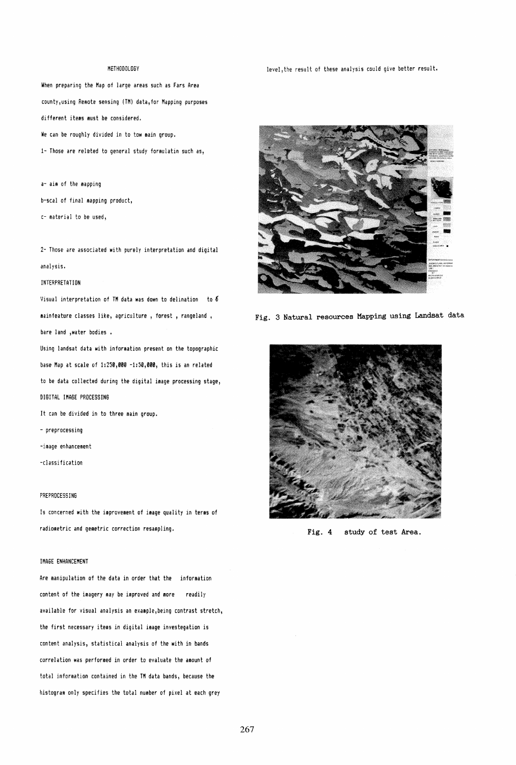## METHODOLOGY

When preparing the Map of large areas such as Fars Area county,using Remote sensing (TM) data,for Mapping purposes different items must be considered.

We can be roughly divided in to tow main group.

1- Those are related to general study formulatin such as,

a- aim of the mapping

b-scal of final mapping product,

c- material to be used,

2- Those are associated with purely interpretation and digital analysis.

## INTERPRETATION

Visual interpretation of TM data was down to delination to 6 mainfeature classes like, agriculture , forest , rangeland , bare land ,water bodies .

Using landsat data with information present on the topographic base Map at scale of 1:250,000 -1:50,000, this is an related to be data collected during the digital image processing stage,

## DIGITAL IMAGE PROCESSING

It can be divided in to three main group.

- preprocessing
- image enhancement
- classification

## PREPROCESSING

Is concerned with the improvement of image quality in terms of radiometric and gemetric correction resampling.

## IMAGE ENHANCEMENT

Are manipulation of the data in order that the information content of the imagery may be improved and more readily available for visual analysis an example,being contrast stretch, the first necessary items in digital image investegation is content analysis, statistical analysis of the with in bands correlation was performed in order to evaluate the amount of total information contained in the TM data bands, because the histogram only specifies the total number of pixel at each grey level,the result of these analysis could give better result.

Fig. 3 Natural resources Mapping using Landsat data

Fig. 4 study of test Area.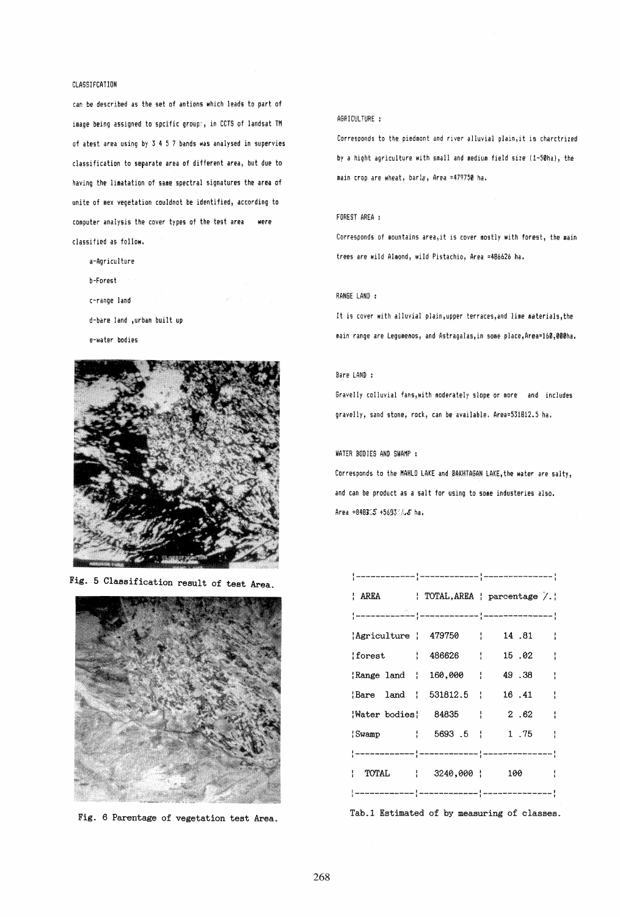CLASSIFCATION

can be described as the set of antions which leads to part of image being assigned to spcific group, in CCTS of landsat TM of atest area using by 3 4 5 7 bands was analysed in supervies classification to separate area of different area, but due to having the limatation of same spectral signatures the area of unite of mex vegetation couldnot be identified, according to computer analysis the cover types of the test area were classified as follow.

a-Agriculture

b-Forest

c-range land

d-bare land ,urban built up

e-water bodies

Fig. 5 Classification result of test Area.

Fig. 6 Parentage of vegetation test Area.

AGRICULTURE :

Corresponds to the piedmont and river alluvial plain,it is charctrized by a hight agriculture with small and medium field size (1-50ha), the main crop are wheat, barly, Area =479750 ha.

FOREST AREA :

Corresponds of mountains area,it is cover mostly with forest, the main trees are wild Almond, wild Pistachio, Area =486626 ha.

RANGE LAND :

It is cover with alluvial plain,upper terraces,and lime materials,the main range are Legumenos, and Astragalas,in some place,Area=160,000ha.

Bare LAND :

Gravelly colluvial fans,with moderately slope or more and includes gravelly, sand stone, rock, can be available. Area=531812.5 ha.

WATER BODIES AND SWAMP :

Corresponds to the MAHLO LAKE and BAKHTAGAN LAKE,the water are salty, and can be product as a salt for using to some industeries also.

Area =84835 +5693.5 ha.

| AREA | TOTAL,AREA | parcentage %. |
|---|---|---|
| Agriculture | 479750 | 14 .81 |
| forest | 486626 | 15 .02 |
| Range land | 160,000 | 49 .38 |
| Bare land | 531812.5 | 16 .41 |
| Water bodies | 84835 | 2 .62 |
| Swamp | 5693 .5 | 1 .75 |
| TOTAL | 3240,000 | 100 |

Tab.1 Estimated of by measuring of classes.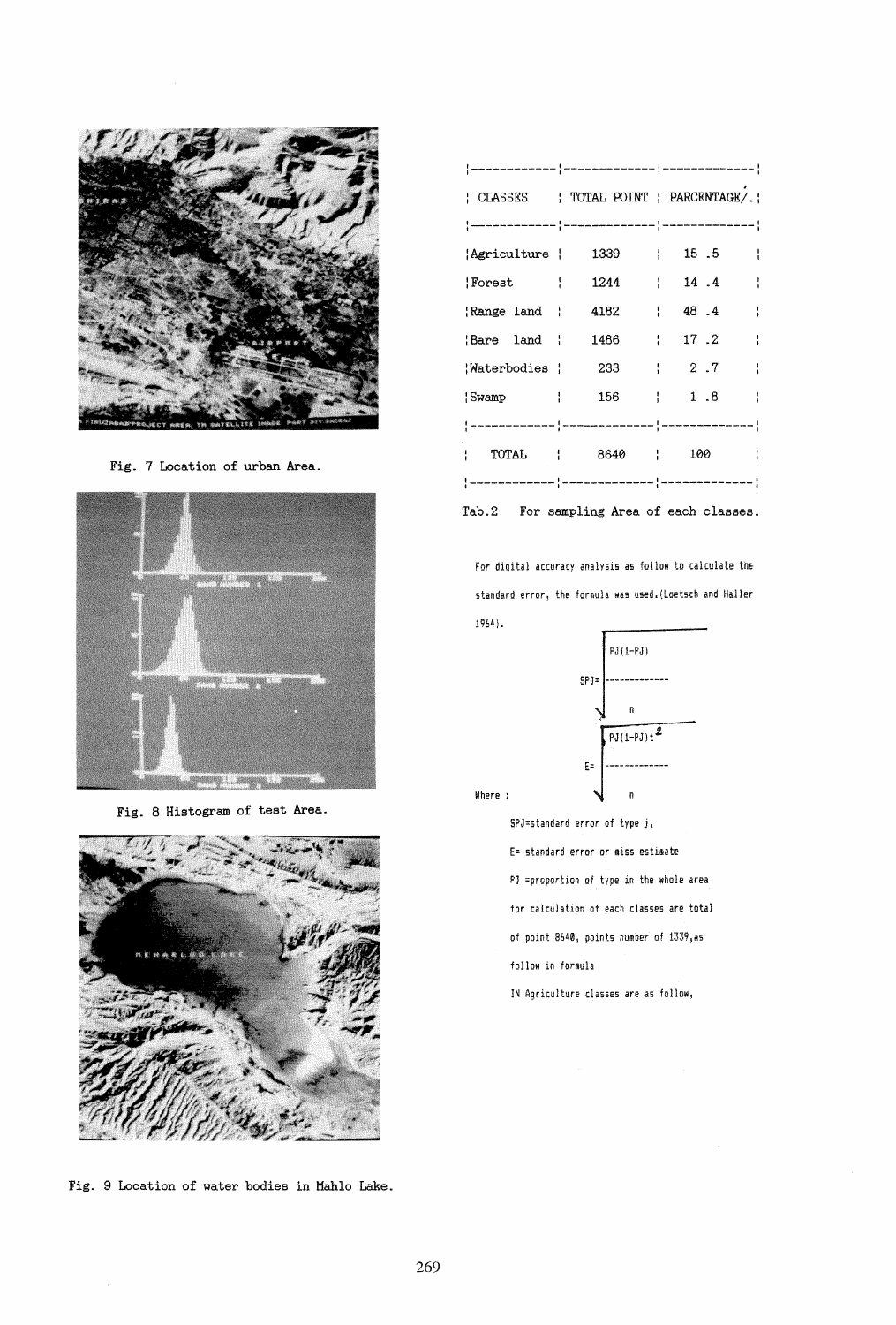Fig. 7 Location of urban Area.

Fig. 8 Histogram of test Area.

Fig. 9 Location of water bodies in Mahlo Lake.

| CLASSES | TOTAL POINT | PARCENTAGE/. |
|---|---|---|
| Agriculture | 1339 | 15 .5 |
| Forest | 1244 | 14 .4 |
| Range land | 4182 | 48 .4 |
| Bare land | 1486 | 17 .2 |
| Waterbodies | 233 | 2 .7 |
| Swamp | 156 | 1 .8 |
| TOTAL | 8640 | 100 |

Tab.2 For sampling Area of each classes.

For digital accuracy analysis as follow to calculate the standard error, the formula was used.(Loetsch and Haller 1964).

$$SPJ = \sqrt{\frac{PJ(1-PJ)}{n}}$$

$$E = \sqrt{\frac{PJ(1-PJ)t^2}{n}}$$

Where :

SPJ=standard error of type j,

E= standard error or miss estimate

PJ =proportion of type in the whole area

for calculation of each classes are total of point 8640, points number of 1339,as follow in formula

IN Agriculture classes are as follow,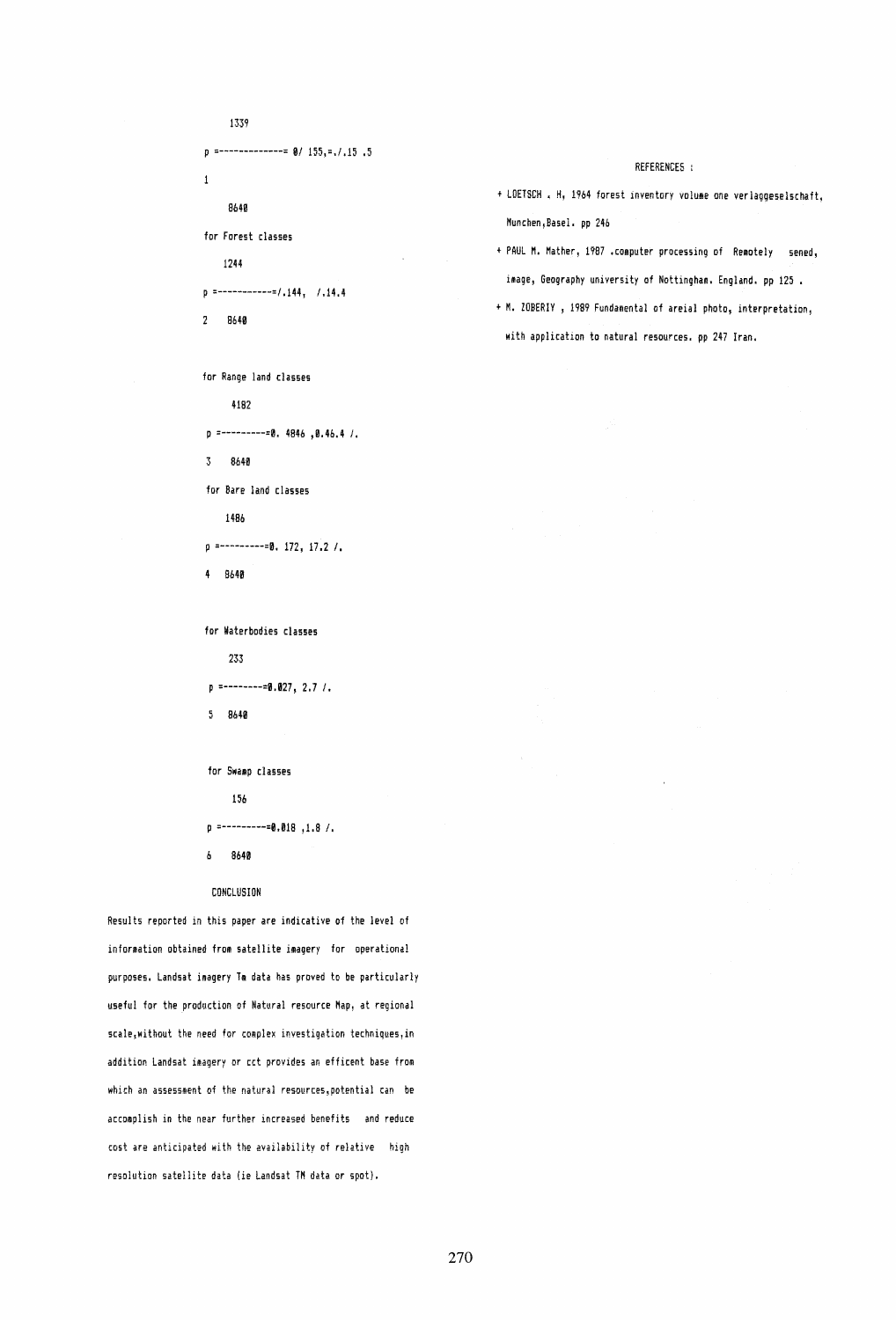$$p_1 = \frac{1339}{8640} = 0/155, =./.15\ .5$$

for Forest classes

$$p_2 = \frac{1244}{8640} = /.144,\ \ /.14.4$$

for Range land classes

$$p_3 = \frac{4182}{8640} = 0.4846\ ,0.46.4\ /.$$

for Bare land classes

$$p_4 = \frac{1486}{8640} = 0.172,\ 17.2\ /.$$

for Waterbodies classes

$$p_5 = \frac{233}{8640} = 0.027,\ 2.7\ /.$$

for Swamp classes

$$p_6 = \frac{156}{8640} = 0.018\ ,1.8\ /.$$

## CONCLUSION

Results reported in this paper are indicative of the level of information obtained from satellite imagery for operational purposes. Landsat imagery Tm data has proved to be particularly useful for the production of Natural resource Map, at regional scale,without the need for complex investigation techniques,in addition Landsat imagery or cct provides an efficent base from which an assessment of the natural resources,potential can be accomplish in the near further increased benefits and reduce cost are anticipated with the availability of relative high resolution satellite data (ie Landsat TM data or spot).

## REFERENCES :

+ LOETSCH . H, 1964 forest inventory volume one verlaggeselschaft, Munchen,Basel. pp 246

+ PAUL M. Mather, 1987 .computer processing of Remotely sened, image, Geography university of Nottingham. England. pp 125 .

+ M. ZOBERIY , 1989 Fundamental of areial photo, interpretation, with application to natural resources. pp 247 Iran.